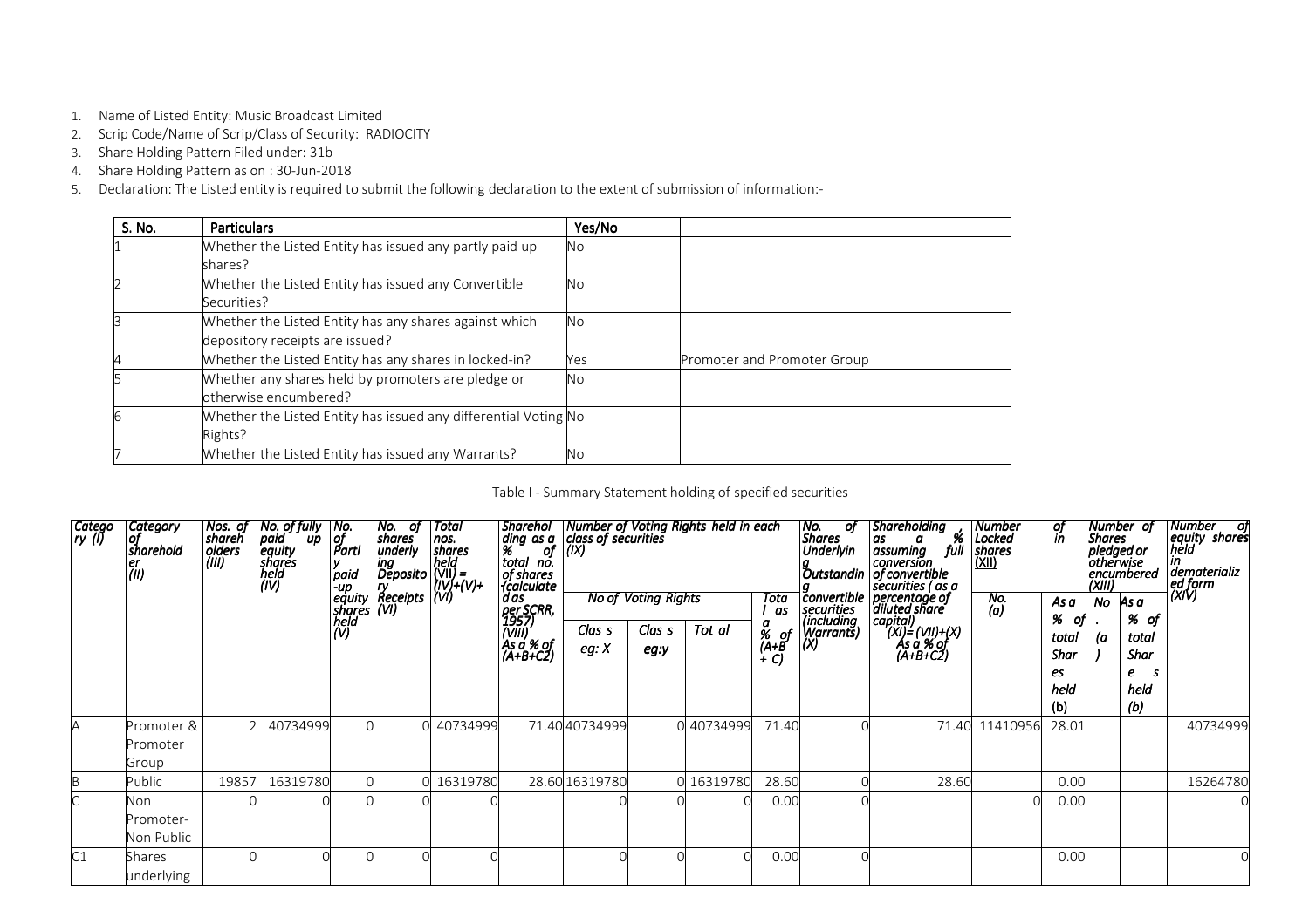1. Name of Listed Entity: Music Broadcast Limited
2. Scrip Code/Name of Scrip/Class of Security: RADIOCITY
3. Share Holding Pattern Filed under: 31b
4. Share Holding Pattern as on : 30-Jun-2018
5. Declaration: The Listed entity is required to submit the following declaration to the extent of submission of information:-

| S. No. | Particulars | Yes/No | |
|---|---|---|---|
| 1 | Whether the Listed Entity has issued any partly paid up shares? | No | |
| 2 | Whether the Listed Entity has issued any Convertible Securities? | No | |
| 3 | Whether the Listed Entity has any shares against which depository receipts are issued? | No | |
| 4 | Whether the Listed Entity has any shares in locked-in? | Yes | Promoter and Promoter Group |
| 5 | Whether any shares held by promoters are pledge or otherwise encumbered? | No | |
| 6 | Whether the Listed Entity has issued any differential Voting Rights? | No | |
| 7 | Whether the Listed Entity has issued any Warrants? | No | |

Table I - Summary Statement holding of specified securities

| Category (I) | Category of shareholder (II) | Nos. of shareholders (III) | No. of fully paid up equity shares held (IV) | No. of Partly paid-up equity shares held (V) | No. of shares underlying Depository Receipts (VI) | Total nos. shares held (VII) = (IV)+(V)+(VI) | Shareholding as a % of total no. of shares (calculated as per SCRR, 1957) (VIII) As a % of (A+B+C2) | Number of Voting Rights held in each class of securities (IX) | | | | No. of Shares Underlying Outstanding convertible securities (including Warrants) (X) | Shareholding , as a % assuming full conversion of convertible securities ( as a percentage of diluted share capital) (XI)= (VII)+(X) As a % of (A+B+C2) | Number of Locked in shares (XII) | | Number of Shares pledged or otherwise encumbered (XIII) | | Number of equity shares held in dematerialized form (XIV) |
|---|---|---|---|---|---|---|---|---|---|---|---|---|---|---|---|---|---|---|
| | | | | | | | | No of Voting Rights | | | Total as a % of (A+B+C) | | | No. (a) | As a % of total Shares held (b) | No. (a) | As a % of total Shares held (b) | |
| | | | | | | | | Class eg: X | Class eg:y | Total | | | | | | | | |
| A | Promoter & Promoter Group | 2 | 40734999 | 0 | 0 | 40734999 | 71.40 | 40734999 | 0 | 40734999 | 71.40 | 0 | 71.40 | 11410956 | 28.01 | | | 40734999 |
| B | Public | 19857 | 16319780 | 0 | 0 | 16319780 | 28.60 | 16319780 | 0 | 16319780 | 28.60 | 0 | 28.60 | | 0.00 | | | 16264780 |
| C | Non Promoter- Non Public | 0 | 0 | 0 | 0 | 0 | | 0 | 0 | 0 | 0.00 | 0 | | 0 | 0.00 | | | 0 |
| C1 | Shares underlying | 0 | 0 | 0 | 0 | 0 | | 0 | 0 | 0 | 0.00 | 0 | | | 0.00 | | | 0 |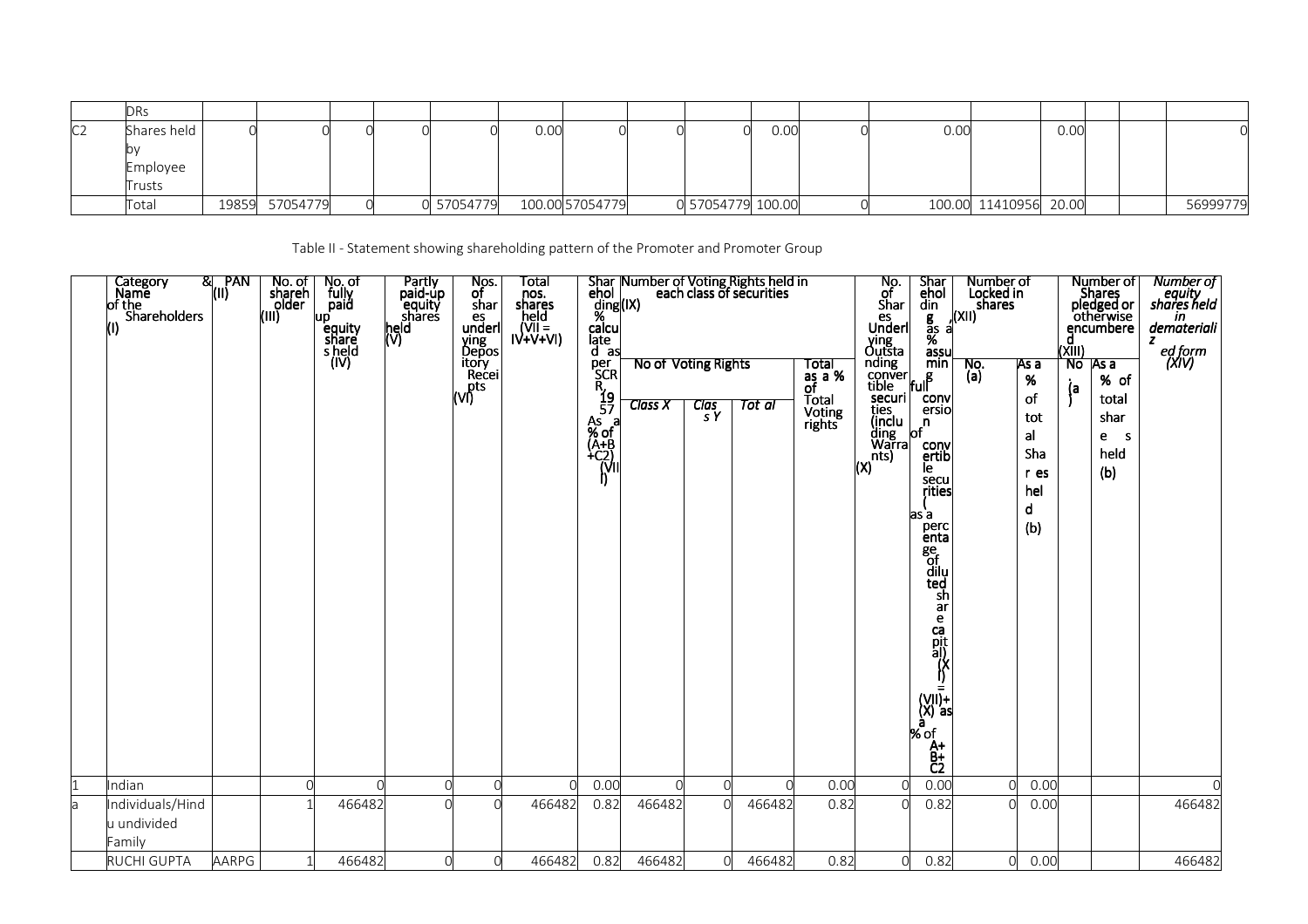| | | | | | | | | | | | | | | | | | | |
|---|---|---|---|---|---|---|---|---|---|---|---|---|---|---|---|---|---|---|
| | DRs | | | | | | | | | | | | | | | | | |
| C2 | Shares held by Employee Trusts | 0 | 0 | 0 | 0 | 0 | 0.00 | 0 | 0 | 0 | 0.00 | 0 | 0.00 | | 0.00 | | | 0 |
| | Total | 19859 | 57054779 | 0 | 0 | 57054779 | 100.00 | 57054779 | 0 | 57054779 | 100.00 | 0 | 100.00 | 11410956 | 20.00 | | | 56999779 |

Table II - Statement showing shareholding pattern of the Promoter and Promoter Group

| | Category & Name of the Shareholders (I) | PAN (II) | No. of shareholder (III) | No. of fully paid up equity shares held (IV) | Partly paid-up equity shares held (V) | Nos. of shares underlying Depository Receipts (VI) | Total nos. shares held (VII = IV+V+VI) | Shareholding % calculated as per SCRR, 1957 As a % of (A+B+C2) (VIII) | Number of Voting Rights held in each class of securities (IX) | | | | No. of Shares Underlying Outstanding convertible securities (including Warrants) (X) | Shareholding , as a % assuming full conversion of convertible securities ( as a percentage of diluted share capital) (XI) = (VII)+(X) as a % of A+B+C2 | Number of Locked in shares (XII) | | Number of Shares pledged or otherwise encumbered (XIII) | | Number of equity shares held in dematerialized form (XIV) |
|---|---|---|---|---|---|---|---|---|---|---|---|---|---|---|---|---|---|---|---|
| | | | | | | | | | No of Voting Rights | | | Total as a % of Total Voting rights | | | No. (a) | As a % of total Shares held (b) | No. (a) | As a % of total shares held (b) | |
| | | | | | | | | | Class X | Class Y | Total | | | | | | | | |
| 1 | Indian | | 0 | 0 | 0 | 0 | 0 | 0.00 | 0 | 0 | 0 | 0.00 | 0 | 0.00 | 0 | 0.00 | | | 0 |
| a | Individuals/Hindu undivided Family | | 1 | 466482 | 0 | 0 | 466482 | 0.82 | 466482 | 0 | 466482 | 0.82 | 0 | 0.82 | 0 | 0.00 | | | 466482 |
| | RUCHI GUPTA | AARPG | 1 | 466482 | 0 | 0 | 466482 | 0.82 | 466482 | 0 | 466482 | 0.82 | 0 | 0.82 | 0 | 0.00 | | | 466482 |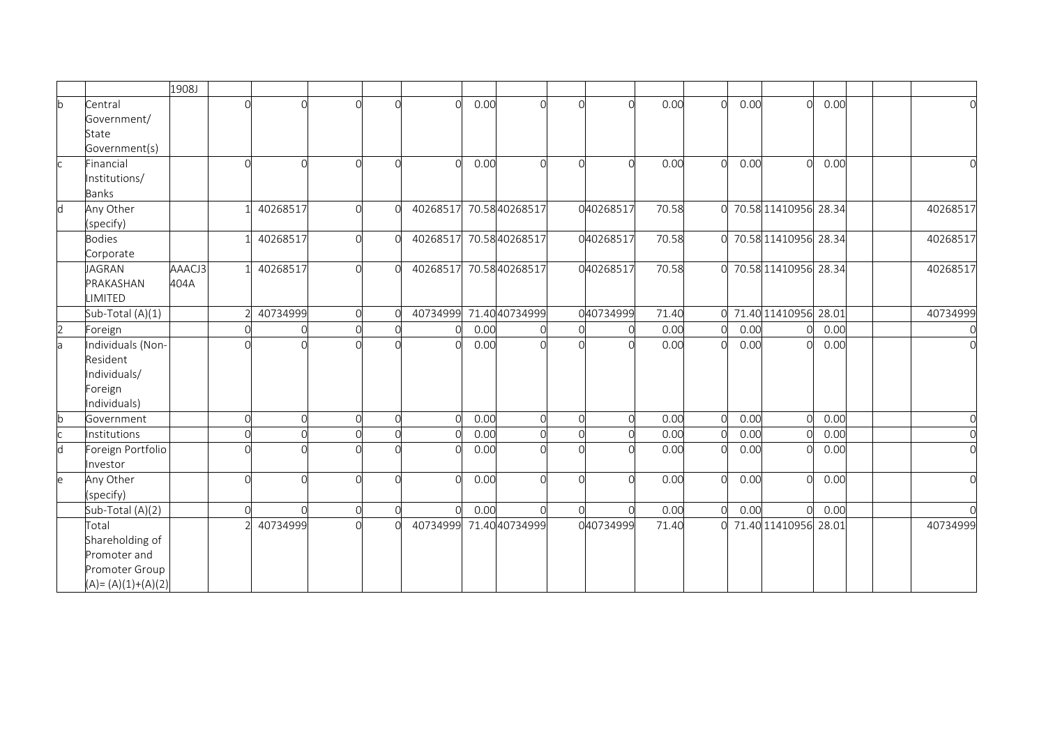| | | 1908J | | | | | | | | | | | | | | | | | | |
|---|---|---|---|---|---|---|---|---|---|---|---|---|---|---|---|---|---|---|---|---|
| b | Central Government/ State Government(s) | | 0 | 0 | 0 | 0 | | 0 | 0.00 | 0 | 0 | 0 | 0.00 | 0 | 0.00 | 0 | 0.00 | | | 0 |
| c | Financial Institutions/ Banks | | 0 | 0 | 0 | 0 | | 0 | 0.00 | 0 | 0 | 0 | 0.00 | 0 | 0.00 | 0 | 0.00 | | | 0 |
| d | Any Other (specify) | | 1 | 40268517 | 0 | 0 | | 40268517 | 70.58 | 40268517 | 0 | 40268517 | 70.58 | 0 | 70.58 | 11410956 | 28.34 | | | 40268517 |
| | Bodies Corporate | | 1 | 40268517 | 0 | 0 | | 40268517 | 70.58 | 40268517 | 0 | 40268517 | 70.58 | 0 | 70.58 | 11410956 | 28.34 | | | 40268517 |
| | JAGRAN PRAKASHAN LIMITED | AAACJ3 404A | 1 | 40268517 | 0 | 0 | | 40268517 | 70.58 | 40268517 | 0 | 40268517 | 70.58 | 0 | 70.58 | 11410956 | 28.34 | | | 40268517 |
| | Sub-Total (A)(1) | | 2 | 40734999 | 0 | 0 | | 40734999 | 71.40 | 40734999 | 0 | 40734999 | 71.40 | 0 | 71.40 | 11410956 | 28.01 | | | 40734999 |
| 2 | Foreign | | 0 | 0 | 0 | 0 | | 0 | 0.00 | 0 | 0 | 0 | 0.00 | 0 | 0.00 | 0 | 0.00 | | | 0 |
| a | Individuals (Non-Resident Individuals/ Foreign Individuals) | | 0 | 0 | 0 | 0 | | 0 | 0.00 | 0 | 0 | 0 | 0.00 | 0 | 0.00 | 0 | 0.00 | | | 0 |
| b | Government | | 0 | 0 | 0 | 0 | | 0 | 0.00 | 0 | 0 | 0 | 0.00 | 0 | 0.00 | 0 | 0.00 | | | 0 |
| c | Institutions | | 0 | 0 | 0 | 0 | | 0 | 0.00 | 0 | 0 | 0 | 0.00 | 0 | 0.00 | 0 | 0.00 | | | 0 |
| d | Foreign Portfolio Investor | | 0 | 0 | 0 | 0 | | 0 | 0.00 | 0 | 0 | 0 | 0.00 | 0 | 0.00 | 0 | 0.00 | | | 0 |
| e | Any Other (specify) | | 0 | 0 | 0 | 0 | | 0 | 0.00 | 0 | 0 | 0 | 0.00 | 0 | 0.00 | 0 | 0.00 | | | 0 |
| | Sub-Total (A)(2) | | 0 | 0 | 0 | 0 | | 0 | 0.00 | 0 | 0 | 0 | 0.00 | 0 | 0.00 | 0 | 0.00 | | | 0 |
| | Total Shareholding of Promoter and Promoter Group (A)= (A)(1)+(A)(2) | | 2 | 40734999 | 0 | 0 | | 40734999 | 71.40 | 40734999 | 0 | 40734999 | 71.40 | 0 | 71.40 | 11410956 | 28.01 | | | 40734999 |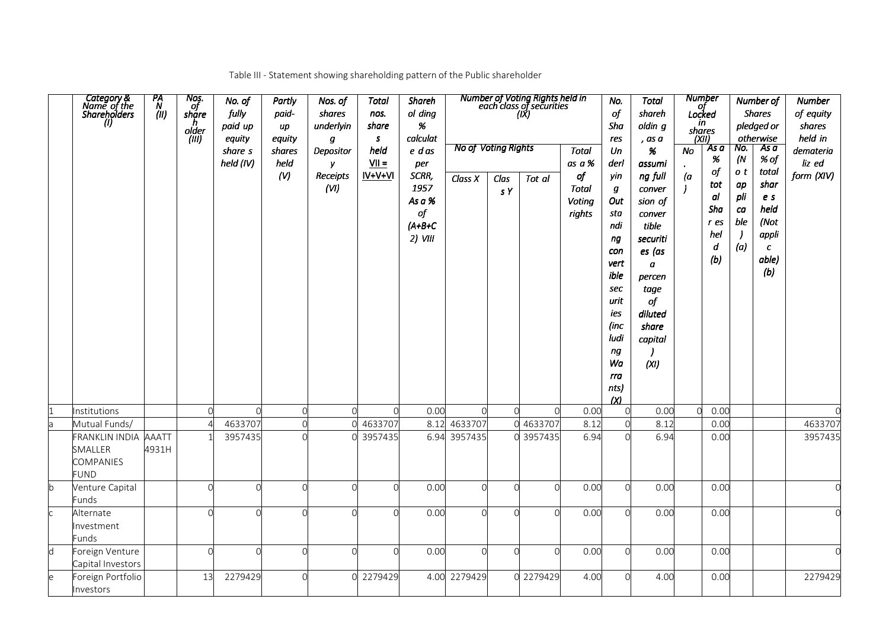Table III - Statement showing shareholding pattern of the Public shareholder

| | Category & Name of the Shareholders (I) | PAN (II) | Nos. of shareholder (III) | No. of fully paid up equity shares held (IV) | Partly paid-up equity shares held (V) | Nos. of shares underlying Depository Receipts (VI) | Total nos. shares held VII = IV+V+VI | Shareholding % calculated as per SCRR, 1957 As a % of (A+B+C2) VIII | Number of Voting Rights held in each class of securities (IX) | | | | No. of Shares Underlying Outstanding convertible securities (including Warrants) (X) | Total shareholding, as a % assuming full conversion of convertible securities (as a percentage of diluted share capital) (XI) | Number of Locked in shares (XII) | | Number of Shares pledged or otherwise | | Number of equity shares held in dematerialized form (XIV) |
|---|---|---|---|---|---|---|---|---|---|---|---|---|---|---|---|---|---|---|---|
| | | | | | | | | | No of Voting Rights | | | Total as a % of Total Voting rights | | | No. (a) | As a % of total Shares held (b) | No. (Not applicable) (a) | As a % of total shares held (Not applicable) (b) | |
| | | | | | | | | | Class X | Class Y | Total | | | | | | | | |
| 1 | Institutions | | 0 | 0 | 0 | 0 | 0 | 0.00 | 0 | 0 | 0 | 0.00 | 0 | 0.00 | 0 | 0.00 | | | 0 |
| a | Mutual Funds/ | | 4 | 4633707 | 0 | 0 | 4633707 | 8.12 | 4633707 | 0 | 4633707 | 8.12 | 0 | 8.12 | | 0.00 | | | 4633707 |
| | FRANKLIN INDIA SMALLER COMPANIES FUND | AAATT4931H | 1 | 3957435 | 0 | 0 | 3957435 | 6.94 | 3957435 | 0 | 3957435 | 6.94 | 0 | 6.94 | | 0.00 | | | 3957435 |
| b | Venture Capital Funds | | 0 | 0 | 0 | 0 | 0 | 0.00 | 0 | 0 | 0 | 0.00 | 0 | 0.00 | | 0.00 | | | 0 |
| c | Alternate Investment Funds | | 0 | 0 | 0 | 0 | 0 | 0.00 | 0 | 0 | 0 | 0.00 | 0 | 0.00 | | 0.00 | | | 0 |
| d | Foreign Venture Capital Investors | | 0 | 0 | 0 | 0 | 0 | 0.00 | 0 | 0 | 0 | 0.00 | 0 | 0.00 | | 0.00 | | | 0 |
| e | Foreign Portfolio Investors | | 13 | 2279429 | 0 | 0 | 2279429 | 4.00 | 2279429 | 0 | 2279429 | 4.00 | 0 | 4.00 | | 0.00 | | | 2279429 |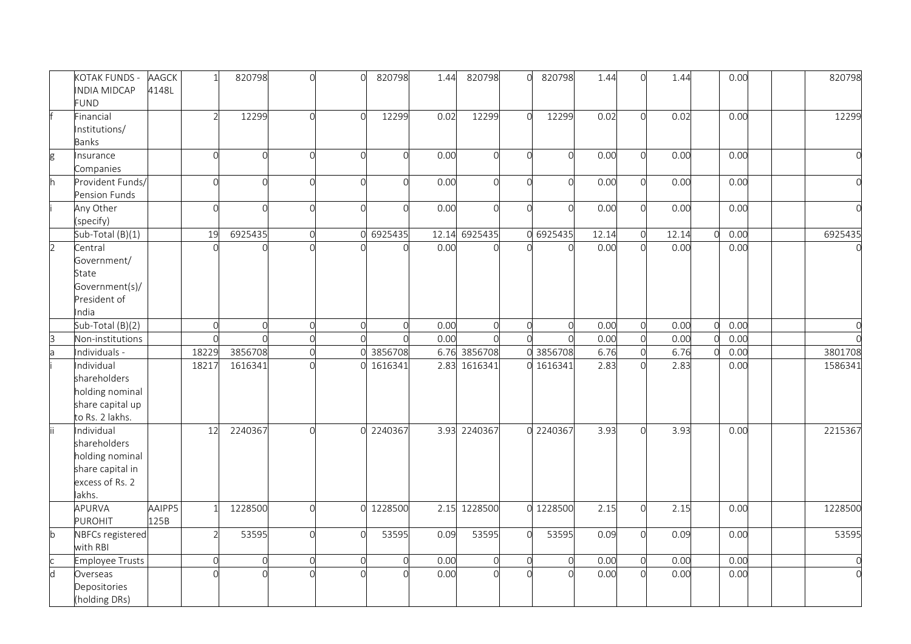| | | | | | | | | | | | | | | | | | | | |
|---|---|---|---|---|---|---|---|---|---|---|---|---|---|---|---|---|---|---|---|
| | KOTAK FUNDS - INDIA MIDCAP FUND | AAGCK4148L | 1 | 820798 | 0 | 0 | 820798 | 1.44 | 820798 | 0 | 820798 | 1.44 | 0 | 1.44 | | 0.00 | | | 820798 |
| f | Financial Institutions/ Banks | | 2 | 12299 | 0 | 0 | 12299 | 0.02 | 12299 | 0 | 12299 | 0.02 | 0 | 0.02 | | 0.00 | | | 12299 |
| g | Insurance Companies | | 0 | 0 | 0 | 0 | 0 | 0.00 | 0 | 0 | 0 | 0.00 | 0 | 0.00 | | 0.00 | | | 0 |
| h | Provident Funds/ Pension Funds | | 0 | 0 | 0 | 0 | 0 | 0.00 | 0 | 0 | 0 | 0.00 | 0 | 0.00 | | 0.00 | | | 0 |
| i | Any Other (specify) | | 0 | 0 | 0 | 0 | 0 | 0.00 | 0 | 0 | 0 | 0.00 | 0 | 0.00 | | 0.00 | | | 0 |
| | Sub-Total (B)(1) | | 19 | 6925435 | 0 | 0 | 6925435 | 12.14 | 6925435 | 0 | 6925435 | 12.14 | 0 | 12.14 | 0 | 0.00 | | | 6925435 |
| 2 | Central Government/ State Government(s)/ President of India | | 0 | 0 | 0 | 0 | 0 | 0.00 | 0 | 0 | 0 | 0.00 | 0 | 0.00 | | 0.00 | | | 0 |
| | Sub-Total (B)(2) | | 0 | 0 | 0 | 0 | 0 | 0.00 | 0 | 0 | 0 | 0.00 | 0 | 0.00 | 0 | 0.00 | | | 0 |
| 3 | Non-institutions | | 0 | 0 | 0 | 0 | 0 | 0.00 | 0 | 0 | 0 | 0.00 | 0 | 0.00 | 0 | 0.00 | | | 0 |
| a | Individuals - | | 18229 | 3856708 | 0 | 0 | 3856708 | 6.76 | 3856708 | 0 | 3856708 | 6.76 | 0 | 6.76 | 0 | 0.00 | | | 3801708 |
| i | Individual shareholders holding nominal share capital up to Rs. 2 lakhs. | | 18217 | 1616341 | 0 | 0 | 1616341 | 2.83 | 1616341 | 0 | 1616341 | 2.83 | 0 | 2.83 | | 0.00 | | | 1586341 |
| ii | Individual shareholders holding nominal share capital in excess of Rs. 2 lakhs. | | 12 | 2240367 | 0 | 0 | 2240367 | 3.93 | 2240367 | 0 | 2240367 | 3.93 | 0 | 3.93 | | 0.00 | | | 2215367 |
| | APURVA PUROHIT | AAIPP5125B | 1 | 1228500 | 0 | 0 | 1228500 | 2.15 | 1228500 | 0 | 1228500 | 2.15 | 0 | 2.15 | | 0.00 | | | 1228500 |
| b | NBFCs registered with RBI | | 2 | 53595 | 0 | 0 | 53595 | 0.09 | 53595 | 0 | 53595 | 0.09 | 0 | 0.09 | | 0.00 | | | 53595 |
| c | Employee Trusts | | 0 | 0 | 0 | 0 | 0 | 0.00 | 0 | 0 | 0 | 0.00 | 0 | 0.00 | | 0.00 | | | 0 |
| d | Overseas Depositories (holding DRs) | | 0 | 0 | 0 | 0 | 0 | 0.00 | 0 | 0 | 0 | 0.00 | 0 | 0.00 | | 0.00 | | | 0 |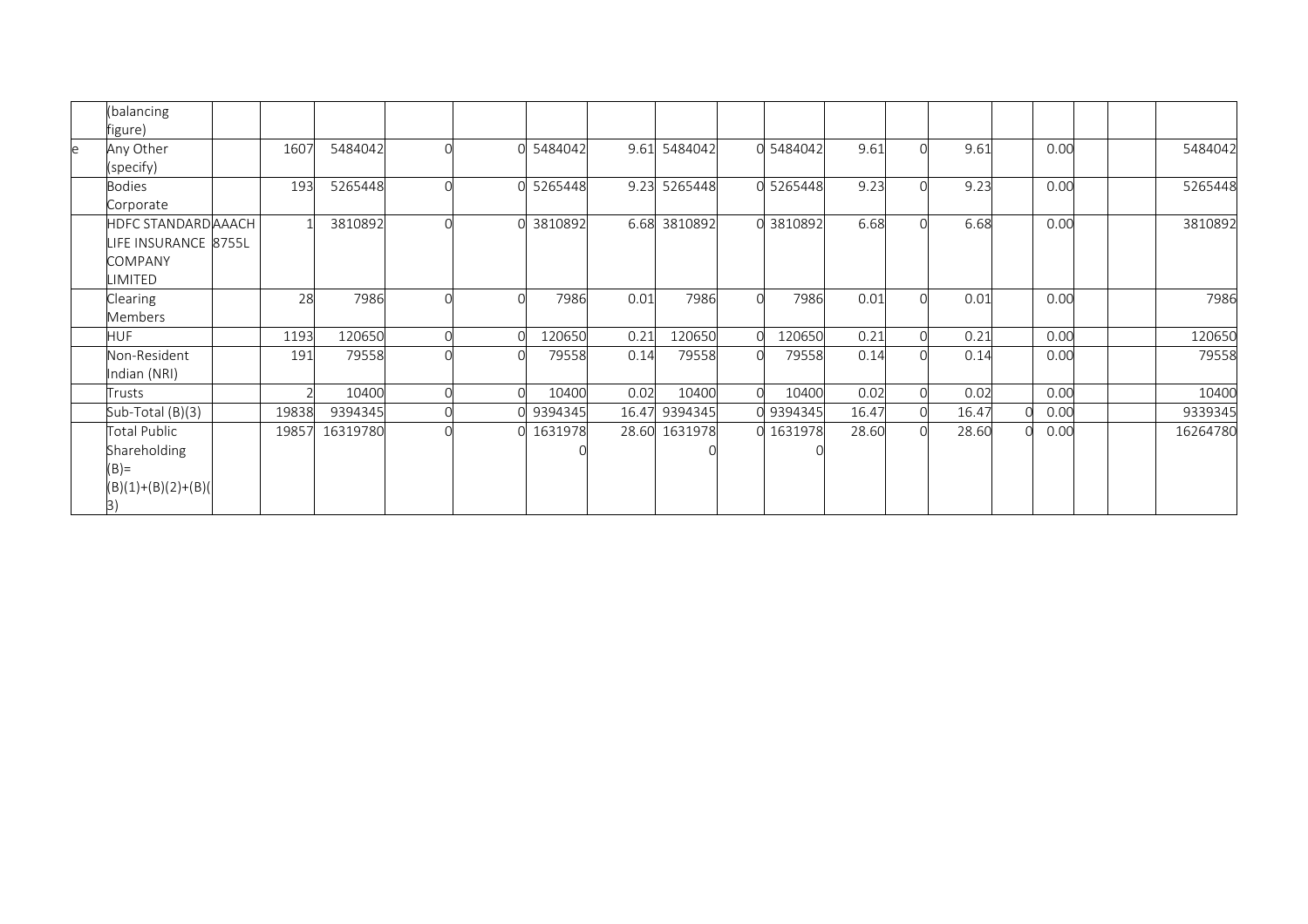| | | | | | | | | | | | | | | | | | | | |
|---|---|---|---|---|---|---|---|---|---|---|---|---|---|---|---|---|---|---|---|
| | (balancing figure) | | | | | | | | | | | | | | | | | | |
| e | Any Other (specify) | | 1607 | 5484042 | 0 | 0 | 5484042 | 9.61 | 5484042 | 0 | 5484042 | 9.61 | 0 | 9.61 | | 0.00 | | | 5484042 |
| | Bodies Corporate | | 193 | 5265448 | 0 | 0 | 5265448 | 9.23 | 5265448 | 0 | 5265448 | 9.23 | 0 | 9.23 | | 0.00 | | | 5265448 |
| | HDFC STANDARD LIFE INSURANCE COMPANY LIMITED | AAACH 8755L | 1 | 3810892 | 0 | 0 | 3810892 | 6.68 | 3810892 | 0 | 3810892 | 6.68 | 0 | 6.68 | | 0.00 | | | 3810892 |
| | Clearing Members | | 28 | 7986 | 0 | 0 | 7986 | 0.01 | 7986 | 0 | 7986 | 0.01 | 0 | 0.01 | | 0.00 | | | 7986 |
| | HUF | | 1193 | 120650 | 0 | 0 | 120650 | 0.21 | 120650 | 0 | 120650 | 0.21 | 0 | 0.21 | | 0.00 | | | 120650 |
| | Non-Resident Indian (NRI) | | 191 | 79558 | 0 | 0 | 79558 | 0.14 | 79558 | 0 | 79558 | 0.14 | 0 | 0.14 | | 0.00 | | | 79558 |
| | Trusts | | 2 | 10400 | 0 | 0 | 10400 | 0.02 | 10400 | 0 | 10400 | 0.02 | 0 | 0.02 | | 0.00 | | | 10400 |
| | Sub-Total (B)(3) | | 19838 | 9394345 | 0 | 0 | 9394345 | 16.47 | 9394345 | 0 | 9394345 | 16.47 | 0 | 16.47 | 0 | 0.00 | | | 9339345 |
| | Total Public Shareholding (B)= (B)(1)+(B)(2)+(B)(3) | | 19857 | 16319780 | 0 | 0 | 16319780 | 28.60 | 16319780 | 0 | 16319780 | 28.60 | 0 | 28.60 | 0 | 0.00 | | | 16264780 |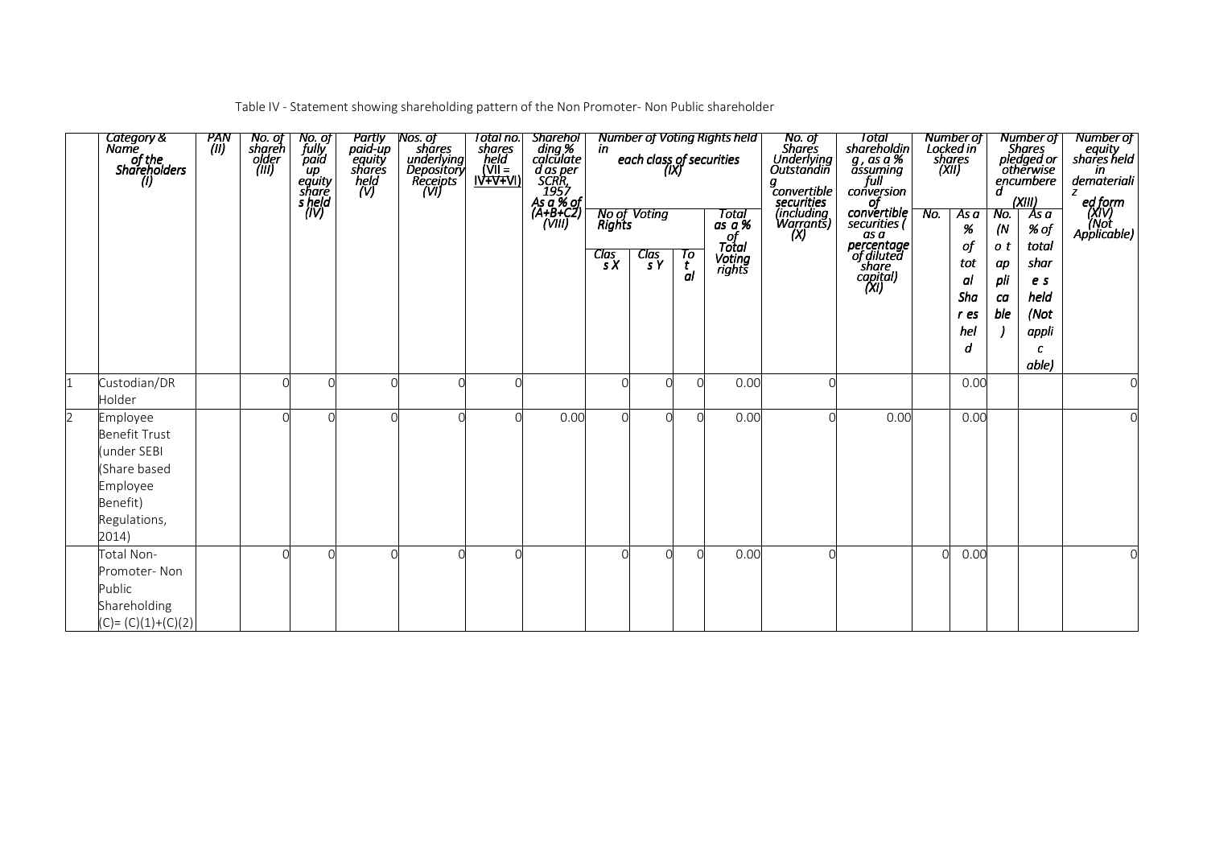Table IV - Statement showing shareholding pattern of the Non Promoter- Non Public shareholder

| | Category & Name of the Shareholders (I) | PAN (II) | No. of shareholder (III) | No. of fully paid up equity shares held (IV) | Partly paid-up equity shares held (V) | Nos. of shares underlying Depository Receipts (VI) | Total no. shares held (VII = IV+V+VI) | Shareholding % calculated as per SCRR, 1957 As a % of (A+B+C2) (VIII) | Number of Voting Rights held in each class of securities (IX) | | | | No. of Shares Underlying Outstanding convertible securities (including Warrants) (X) | Total shareholding, as a % assuming full conversion of convertible securities ( as a percentage of diluted share capital) (XI) | Number of Locked in shares (XII) | | Number of Shares pledged or otherwise encumbered (XIII) | | Number of equity shares held in dematerialized form (XIV) (Not Applicable) |
|---|---|---|---|---|---|---|---|---|---|---|---|---|---|---|---|---|---|---|---|
| | | | | | | | | | No of Voting Rights | | | Total as a % of Total Voting rights | | | No. | As a % of total Shares held | No. (Not applicable) | As a % of total shares held (Not applicable) | |
| | | | | | | | | | Class X | Class Y | Total | | | | | | | | |
| 1 | Custodian/DR Holder | | 0 | 0 | 0 | 0 | 0 | | 0 | 0 | 0 | 0.00 | 0 | | | 0.00 | | | 0 |
| 2 | Employee Benefit Trust (under SEBI (Share based Employee Benefit) Regulations, 2014) | | 0 | 0 | 0 | 0 | 0 | 0.00 | 0 | 0 | 0 | 0.00 | 0 | 0.00 | | 0.00 | | | 0 |
| | Total Non-Promoter- Non Public Shareholding (C)= (C)(1)+(C)(2) | | 0 | 0 | 0 | 0 | 0 | | 0 | 0 | 0 | 0.00 | 0 | | 0 | 0.00 | | | 0 |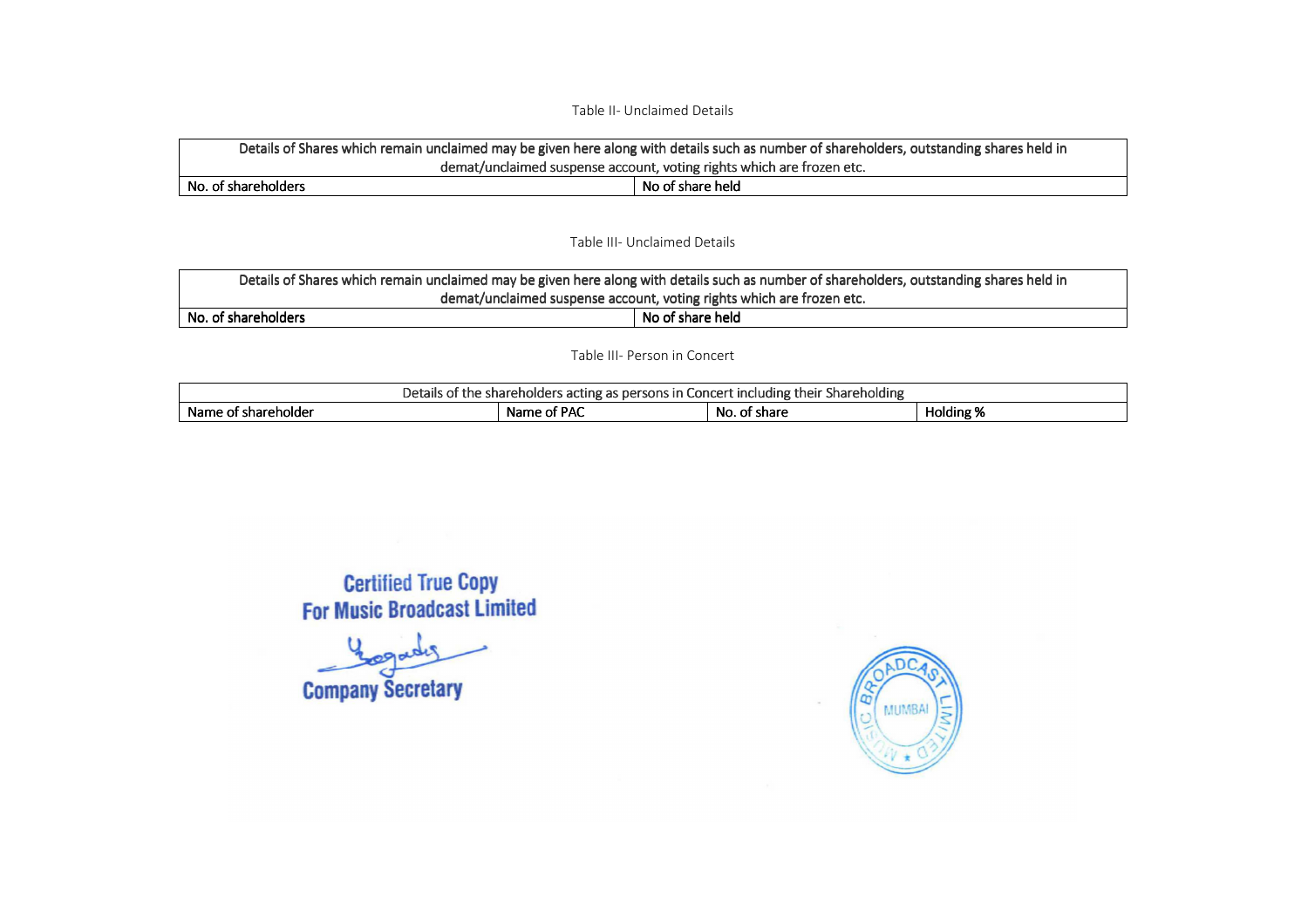Table II- Unclaimed Details

| Details of Shares which remain unclaimed may be given here along with details such as number of shareholders, outstanding shares held in demat/unclaimed suspense account, voting rights which are frozen etc. | |
|---|---|
| No. of shareholders | No of share held |

Table III- Unclaimed Details

| Details of Shares which remain unclaimed may be given here along with details such as number of shareholders, outstanding shares held in demat/unclaimed suspense account, voting rights which are frozen etc. | |
|---|---|
| No. of shareholders | No of share held |

Table III- Person in Concert

| Details of the shareholders acting as persons in Concert including their Shareholding | | | |
|---|---|---|---|
| Name of shareholder | Name of PAC | No. of share | Holding % |

**Certified True Copy**
**For Music Broadcast Limited**

**Company Secretary**

MUSIC BROADCAST LIMITED MUMBAI